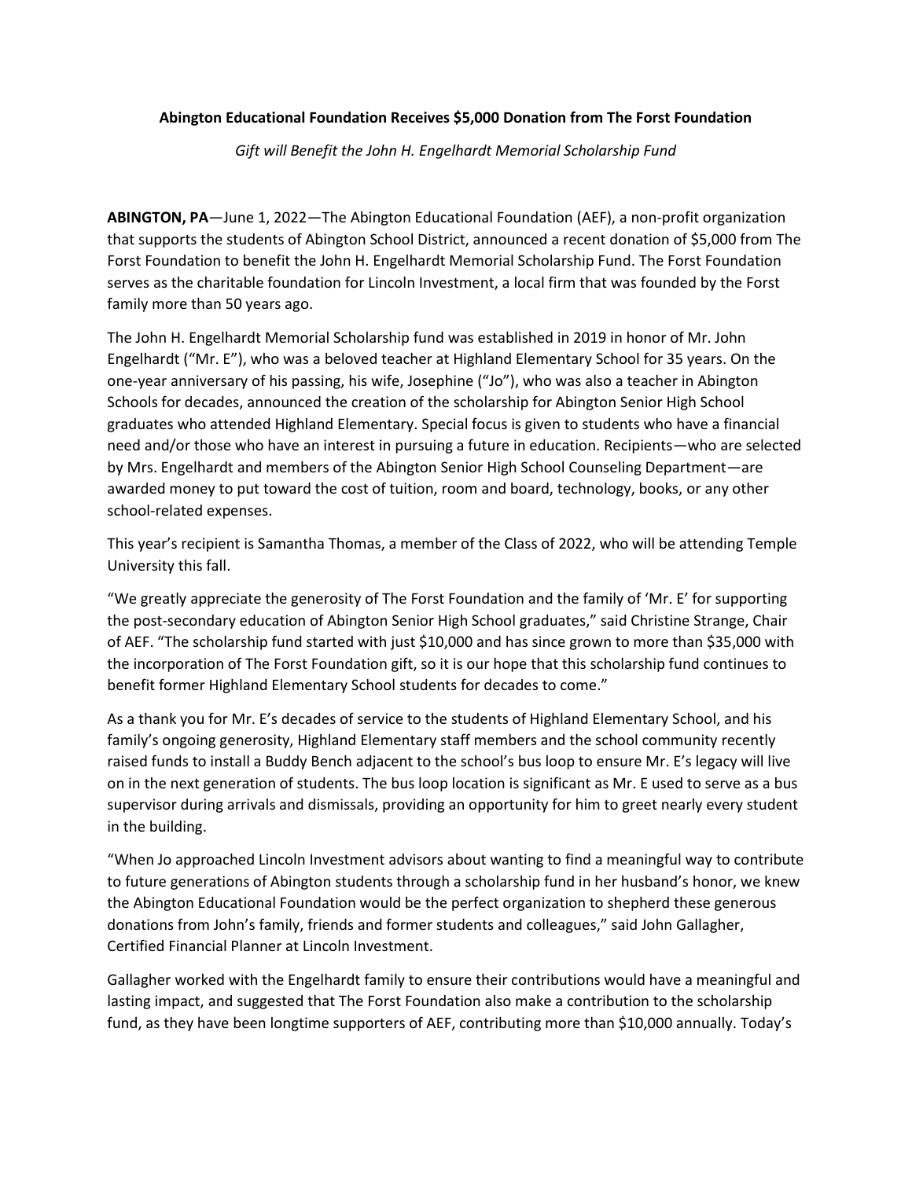**Abington Educational Foundation Receives $5,000 Donation from The Forst Foundation**

*Gift will Benefit the John H. Engelhardt Memorial Scholarship Fund*

**ABINGTON, PA**—June 1, 2022—The Abington Educational Foundation (AEF), a non-profit organization that supports the students of Abington School District, announced a recent donation of $5,000 from The Forst Foundation to benefit the John H. Engelhardt Memorial Scholarship Fund. The Forst Foundation serves as the charitable foundation for Lincoln Investment, a local firm that was founded by the Forst family more than 50 years ago.

The John H. Engelhardt Memorial Scholarship fund was established in 2019 in honor of Mr. John Engelhardt ("Mr. E"), who was a beloved teacher at Highland Elementary School for 35 years. On the one-year anniversary of his passing, his wife, Josephine ("Jo"), who was also a teacher in Abington Schools for decades, announced the creation of the scholarship for Abington Senior High School graduates who attended Highland Elementary. Special focus is given to students who have a financial need and/or those who have an interest in pursuing a future in education. Recipients—who are selected by Mrs. Engelhardt and members of the Abington Senior High School Counseling Department—are awarded money to put toward the cost of tuition, room and board, technology, books, or any other school-related expenses.

This year's recipient is Samantha Thomas, a member of the Class of 2022, who will be attending Temple University this fall.

"We greatly appreciate the generosity of The Forst Foundation and the family of 'Mr. E' for supporting the post-secondary education of Abington Senior High School graduates," said Christine Strange, Chair of AEF. "The scholarship fund started with just $10,000 and has since grown to more than $35,000 with the incorporation of The Forst Foundation gift, so it is our hope that this scholarship fund continues to benefit former Highland Elementary School students for decades to come."

As a thank you for Mr. E's decades of service to the students of Highland Elementary School, and his family's ongoing generosity, Highland Elementary staff members and the school community recently raised funds to install a Buddy Bench adjacent to the school's bus loop to ensure Mr. E's legacy will live on in the next generation of students. The bus loop location is significant as Mr. E used to serve as a bus supervisor during arrivals and dismissals, providing an opportunity for him to greet nearly every student in the building.

"When Jo approached Lincoln Investment advisors about wanting to find a meaningful way to contribute to future generations of Abington students through a scholarship fund in her husband's honor, we knew the Abington Educational Foundation would be the perfect organization to shepherd these generous donations from John's family, friends and former students and colleagues," said John Gallagher, Certified Financial Planner at Lincoln Investment.

Gallagher worked with the Engelhardt family to ensure their contributions would have a meaningful and lasting impact, and suggested that The Forst Foundation also make a contribution to the scholarship fund, as they have been longtime supporters of AEF, contributing more than $10,000 annually. Today's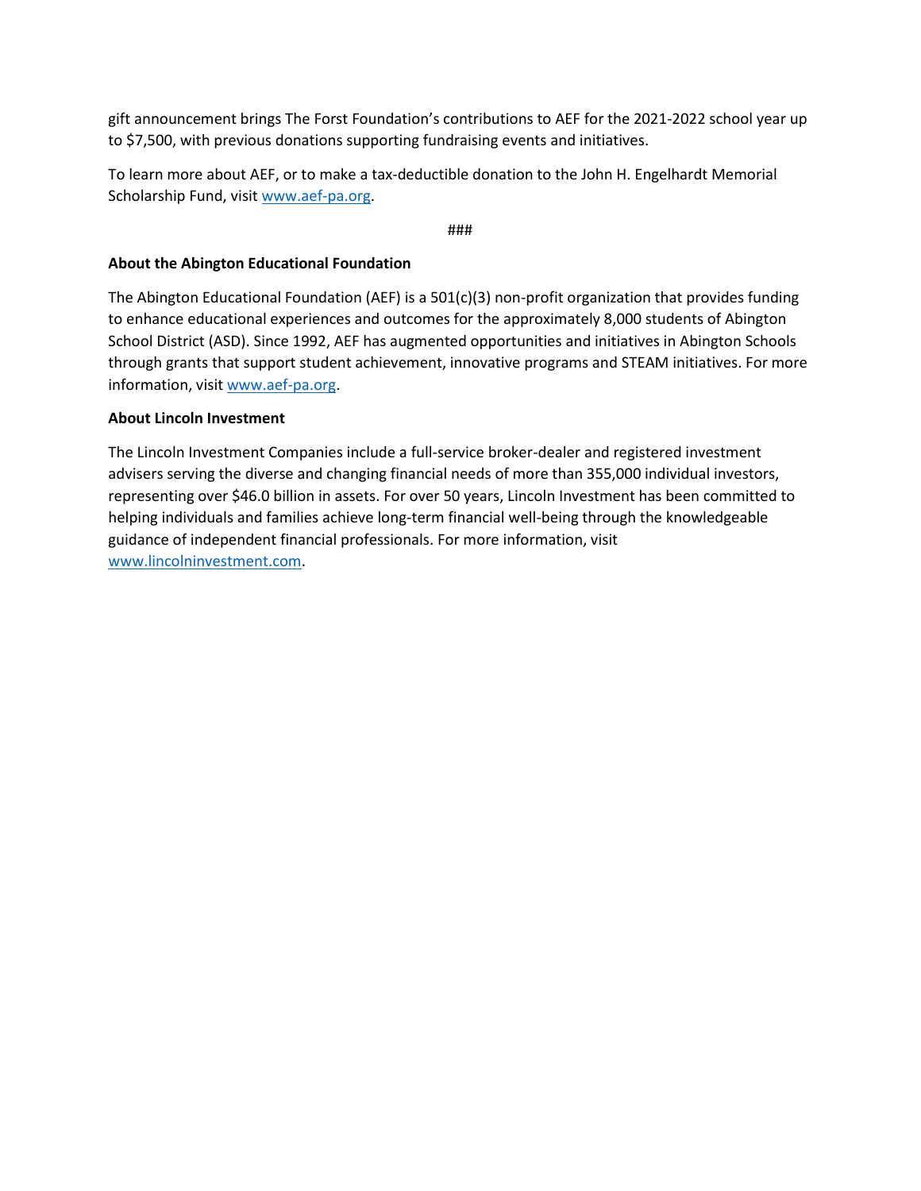gift announcement brings The Forst Foundation's contributions to AEF for the 2021-2022 school year up to $7,500, with previous donations supporting fundraising events and initiatives.

To learn more about AEF, or to make a tax-deductible donation to the John H. Engelhardt Memorial Scholarship Fund, visit www.aef-pa.org.

###

**About the Abington Educational Foundation**

The Abington Educational Foundation (AEF) is a 501(c)(3) non-profit organization that provides funding to enhance educational experiences and outcomes for the approximately 8,000 students of Abington School District (ASD). Since 1992, AEF has augmented opportunities and initiatives in Abington Schools through grants that support student achievement, innovative programs and STEAM initiatives. For more information, visit www.aef-pa.org.

**About Lincoln Investment**

The Lincoln Investment Companies include a full-service broker-dealer and registered investment advisers serving the diverse and changing financial needs of more than 355,000 individual investors, representing over $46.0 billion in assets. For over 50 years, Lincoln Investment has been committed to helping individuals and families achieve long-term financial well-being through the knowledgeable guidance of independent financial professionals. For more information, visit www.lincolninvestment.com.